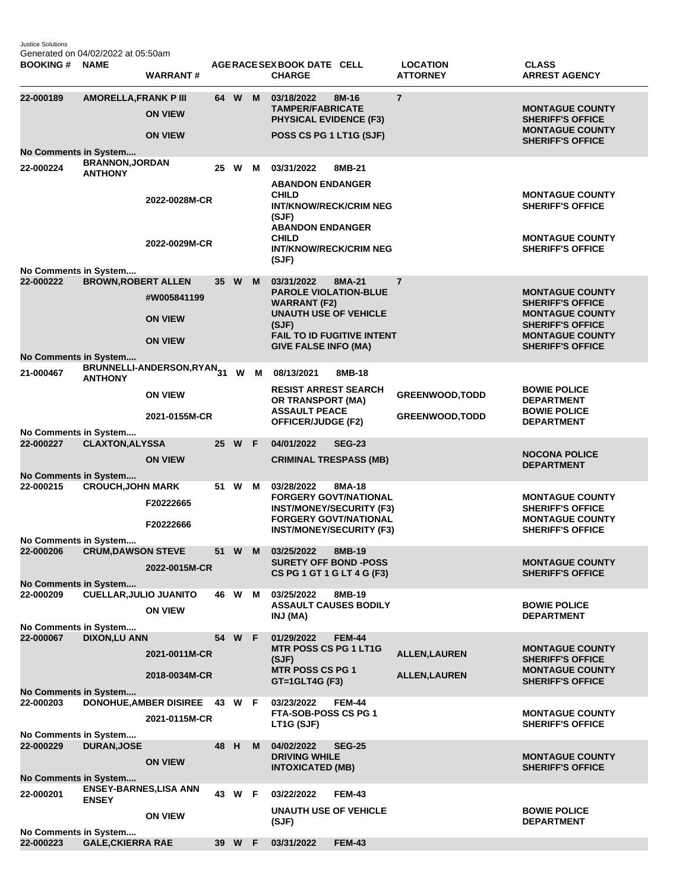Justice Solutions
Generated on 04/02/2022 at 05:50am

| BOOKING # | NAME | WARRANT # | AGE | RACE | SEX | BOOK DATE | CELL | CHARGE | LOCATION | ATTORNEY | CLASS | ARREST AGENCY |
|---|---|---|---|---|---|---|---|---|---|---|---|---|
| 22-000189 | AMORELLA,FRANK P III | | 64 | W | M | 03/18/2022 | 8M-16 | | 7 | | | |
| | | ON VIEW | | | | | | TAMPER/FABRICATE PHYSICAL EVIDENCE (F3) | | | | MONTAGUE COUNTY SHERIFF'S OFFICE |
| | | ON VIEW | | | | | | POSS CS PG 1 LT1G (SJF) | | | | MONTAGUE COUNTY SHERIFF'S OFFICE |
| No Comments in System.... | | | | | | | | | | | | |
| 22-000224 | BRANNON,JORDAN ANTHONY | | 25 | W | M | 03/31/2022 | 8MB-21 | | | | | |
| | | 2022-0028M-CR | | | | | | ABANDON ENDANGER CHILD INT/KNOW/RECK/CRIM NEG (SJF) | | | | MONTAGUE COUNTY SHERIFF'S OFFICE |
| | | 2022-0029M-CR | | | | | | ABANDON ENDANGER CHILD INT/KNOW/RECK/CRIM NEG (SJF) | | | | MONTAGUE COUNTY SHERIFF'S OFFICE |
| No Comments in System.... | | | | | | | | | | | | |
| 22-000222 | BROWN,ROBERT ALLEN | | 35 | W | M | 03/31/2022 | 8MA-21 | | 7 | | | |
| | | #W005841199 | | | | | | PAROLE VIOLATION-BLUE WARRANT (F2) | | | | MONTAGUE COUNTY SHERIFF'S OFFICE |
| | | ON VIEW | | | | | | UNAUTH USE OF VEHICLE (SJF) | | | | MONTAGUE COUNTY SHERIFF'S OFFICE |
| | | ON VIEW | | | | | | FAIL TO ID FUGITIVE INTENT GIVE FALSE INFO (MA) | | | | MONTAGUE COUNTY SHERIFF'S OFFICE |
| No Comments in System.... | | | | | | | | | | | | |
| 21-000467 | BRUNNELLI-ANDERSON,RYAN ANTHONY | | 31 | W | M | 08/13/2021 | 8MB-18 | | | | | |
| | | ON VIEW | | | | | | RESIST ARREST SEARCH OR TRANSPORT (MA) | | GREENWOOD,TODD | | BOWIE POLICE DEPARTMENT |
| | | 2021-0155M-CR | | | | | | ASSAULT PEACE OFFICER/JUDGE (F2) | | GREENWOOD,TODD | | BOWIE POLICE DEPARTMENT |
| No Comments in System.... | | | | | | | | | | | | |
| 22-000227 | CLAXTON,ALYSSA | | 25 | W | F | 04/01/2022 | SEG-23 | | | | | |
| | | ON VIEW | | | | | | CRIMINAL TRESPASS (MB) | | | | NOCONA POLICE DEPARTMENT |
| No Comments in System.... | | | | | | | | | | | | |
| 22-000215 | CROUCH,JOHN MARK | | 51 | W | M | 03/28/2022 | 8MA-18 | | | | | |
| | | F20222665 | | | | | | FORGERY GOVT/NATIONAL INST/MONEY/SECURITY (F3) | | | | MONTAGUE COUNTY SHERIFF'S OFFICE |
| | | F20222666 | | | | | | FORGERY GOVT/NATIONAL INST/MONEY/SECURITY (F3) | | | | MONTAGUE COUNTY SHERIFF'S OFFICE |
| No Comments in System.... | | | | | | | | | | | | |
| 22-000206 | CRUM,DAWSON STEVE | | 51 | W | M | 03/25/2022 | 8MB-19 | | | | | |
| | | 2022-0015M-CR | | | | | | SURETY OFF BOND -POSS CS PG 1 GT 1 G LT 4 G (F3) | | | | MONTAGUE COUNTY SHERIFF'S OFFICE |
| No Comments in System.... | | | | | | | | | | | | |
| 22-000209 | CUELLAR,JULIO JUANITO | | 46 | W | M | 03/25/2022 | 8MB-19 | | | | | |
| | | ON VIEW | | | | | | ASSAULT CAUSES BODILY INJ (MA) | | | | BOWIE POLICE DEPARTMENT |
| No Comments in System.... | | | | | | | | | | | | |
| 22-000067 | DIXON,LU ANN | | 54 | W | F | 01/29/2022 | FEM-44 | | | | | |
| | | 2021-0011M-CR | | | | | | MTR POSS CS PG 1 LT1G (SJF) | | ALLEN,LAUREN | | MONTAGUE COUNTY SHERIFF'S OFFICE |
| | | 2018-0034M-CR | | | | | | MTR POSS CS PG 1 GT=1GLT4G (F3) | | ALLEN,LAUREN | | MONTAGUE COUNTY SHERIFF'S OFFICE |
| No Comments in System.... | | | | | | | | | | | | |
| 22-000203 | DONOHUE,AMBER DISIREE | | 43 | W | F | 03/23/2022 | FEM-44 | | | | | |
| | | 2021-0115M-CR | | | | | | FTA-SOB-POSS CS PG 1 LT1G (SJF) | | | | MONTAGUE COUNTY SHERIFF'S OFFICE |
| No Comments in System.... | | | | | | | | | | | | |
| 22-000229 | DURAN,JOSE | | 48 | H | M | 04/02/2022 | SEG-25 | | | | | |
| | | ON VIEW | | | | | | DRIVING WHILE INTOXICATED (MB) | | | | MONTAGUE COUNTY SHERIFF'S OFFICE |
| No Comments in System.... | | | | | | | | | | | | |
| 22-000201 | ENSEY-BARNES,LISA ANN ENSEY | | 43 | W | F | 03/22/2022 | FEM-43 | | | | | |
| | | ON VIEW | | | | | | UNAUTH USE OF VEHICLE (SJF) | | | | BOWIE POLICE DEPARTMENT |
| No Comments in System.... | | | | | | | | | | | | |
| 22-000223 | GALE,CKIERRA RAE | | 39 | W | F | 03/31/2022 | FEM-43 | | | | | |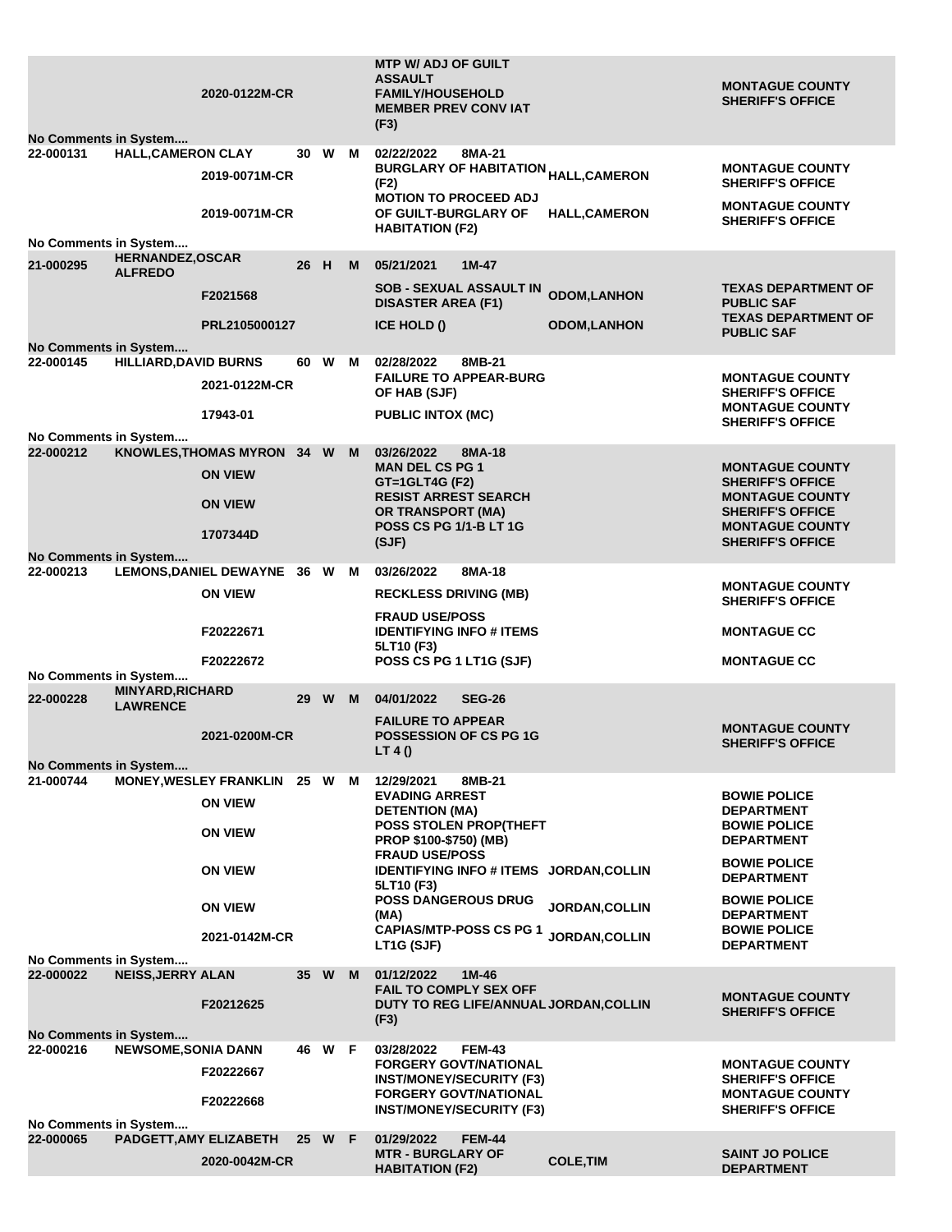| Booking # | Name | Case # | Age | Race | Sex | Date / Cell / Charge | Officer | Agency |
|---|---|---|---|---|---|---|---|---|
| | | 2020-0122M-CR | | | | MTP W/ ADJ OF GUILT ASSAULT FAMILY/HOUSEHOLD MEMBER PREV CONV IAT (F3) | | MONTAGUE COUNTY SHERIFF'S OFFICE |
| No Comments in System.... | | | | | | | | |
| 22-000131 | HALL,CAMERON CLAY | | 30 | W | M | 02/22/2022 8MA-21 | | |
| | | 2019-0071M-CR | | | | BURGLARY OF HABITATION (F2) | HALL,CAMERON | MONTAGUE COUNTY SHERIFF'S OFFICE |
| | | 2019-0071M-CR | | | | MOTION TO PROCEED ADJ OF GUILT-BURGLARY OF HABITATION (F2) | HALL,CAMERON | MONTAGUE COUNTY SHERIFF'S OFFICE |
| No Comments in System.... | | | | | | | | |
| 21-000295 | HERNANDEZ,OSCAR ALFREDO | | 26 | H | M | 05/21/2021 1M-47 | | |
| | | F2021568 | | | | SOB - SEXUAL ASSAULT IN DISASTER AREA (F1) | ODOM,LANHON | TEXAS DEPARTMENT OF PUBLIC SAF |
| | | PRL2105000127 | | | | ICE HOLD () | ODOM,LANHON | TEXAS DEPARTMENT OF PUBLIC SAF |
| No Comments in System.... | | | | | | | | |
| 22-000145 | HILLIARD,DAVID BURNS | | 60 | W | M | 02/28/2022 8MB-21 | | |
| | | 2021-0122M-CR | | | | FAILURE TO APPEAR-BURG OF HAB (SJF) | | MONTAGUE COUNTY SHERIFF'S OFFICE |
| | | 17943-01 | | | | PUBLIC INTOX (MC) | | MONTAGUE COUNTY SHERIFF'S OFFICE |
| No Comments in System.... | | | | | | | | |
| 22-000212 | KNOWLES,THOMAS MYRON | | 34 | W | M | 03/26/2022 8MA-18 | | |
| | | ON VIEW | | | | MAN DEL CS PG 1 GT=1GLT4G (F2) | | MONTAGUE COUNTY SHERIFF'S OFFICE |
| | | ON VIEW | | | | RESIST ARREST SEARCH OR TRANSPORT (MA) | | MONTAGUE COUNTY SHERIFF'S OFFICE |
| | | 1707344D | | | | POSS CS PG 1/1-B LT 1G (SJF) | | MONTAGUE COUNTY SHERIFF'S OFFICE |
| No Comments in System.... | | | | | | | | |
| 22-000213 | LEMONS,DANIEL DEWAYNE | | 36 | W | M | 03/26/2022 8MA-18 | | |
| | | ON VIEW | | | | RECKLESS DRIVING (MB) | | MONTAGUE COUNTY SHERIFF'S OFFICE |
| | | F20222671 | | | | FRAUD USE/POSS IDENTIFYING INFO # ITEMS 5LT10 (F3) | | MONTAGUE CC |
| | | F20222672 | | | | POSS CS PG 1 LT1G (SJF) | | MONTAGUE CC |
| No Comments in System.... | | | | | | | | |
| 22-000228 | MINYARD,RICHARD LAWRENCE | | 29 | W | M | 04/01/2022 SEG-26 | | |
| | | 2021-0200M-CR | | | | FAILURE TO APPEAR POSSESSION OF CS PG 1G LT 4 () | | MONTAGUE COUNTY SHERIFF'S OFFICE |
| No Comments in System.... | | | | | | | | |
| 21-000744 | MONEY,WESLEY FRANKLIN | | 25 | W | M | 12/29/2021 8MB-21 | | |
| | | ON VIEW | | | | EVADING ARREST DETENTION (MA) | | BOWIE POLICE DEPARTMENT |
| | | ON VIEW | | | | POSS STOLEN PROP(THEFT PROP $100-$750) (MB) | | BOWIE POLICE DEPARTMENT |
| | | ON VIEW | | | | FRAUD USE/POSS IDENTIFYING INFO # ITEMS 5LT10 (F3) | JORDAN,COLLIN | BOWIE POLICE DEPARTMENT |
| | | ON VIEW | | | | POSS DANGEROUS DRUG (MA) | JORDAN,COLLIN | BOWIE POLICE DEPARTMENT |
| | | 2021-0142M-CR | | | | CAPIAS/MTP-POSS CS PG 1 LT1G (SJF) | JORDAN,COLLIN | BOWIE POLICE DEPARTMENT |
| No Comments in System.... | | | | | | | | |
| 22-000022 | NEISS,JERRY ALAN | | 35 | W | M | 01/12/2022 1M-46 | | |
| | | F20212625 | | | | FAIL TO COMPLY SEX OFF DUTY TO REG LIFE/ANNUAL (F3) | JORDAN,COLLIN | MONTAGUE COUNTY SHERIFF'S OFFICE |
| No Comments in System.... | | | | | | | | |
| 22-000216 | NEWSOME,SONIA DANN | | 46 | W | F | 03/28/2022 FEM-43 | | |
| | | F20222667 | | | | FORGERY GOVT/NATIONAL INST/MONEY/SECURITY (F3) | | MONTAGUE COUNTY SHERIFF'S OFFICE |
| | | F20222668 | | | | FORGERY GOVT/NATIONAL INST/MONEY/SECURITY (F3) | | MONTAGUE COUNTY SHERIFF'S OFFICE |
| No Comments in System.... | | | | | | | | |
| 22-000065 | PADGETT,AMY ELIZABETH | | 25 | W | F | 01/29/2022 FEM-44 | | |
| | | 2020-0042M-CR | | | | MTR - BURGLARY OF HABITATION (F2) | COLE,TIM | SAINT JO POLICE DEPARTMENT |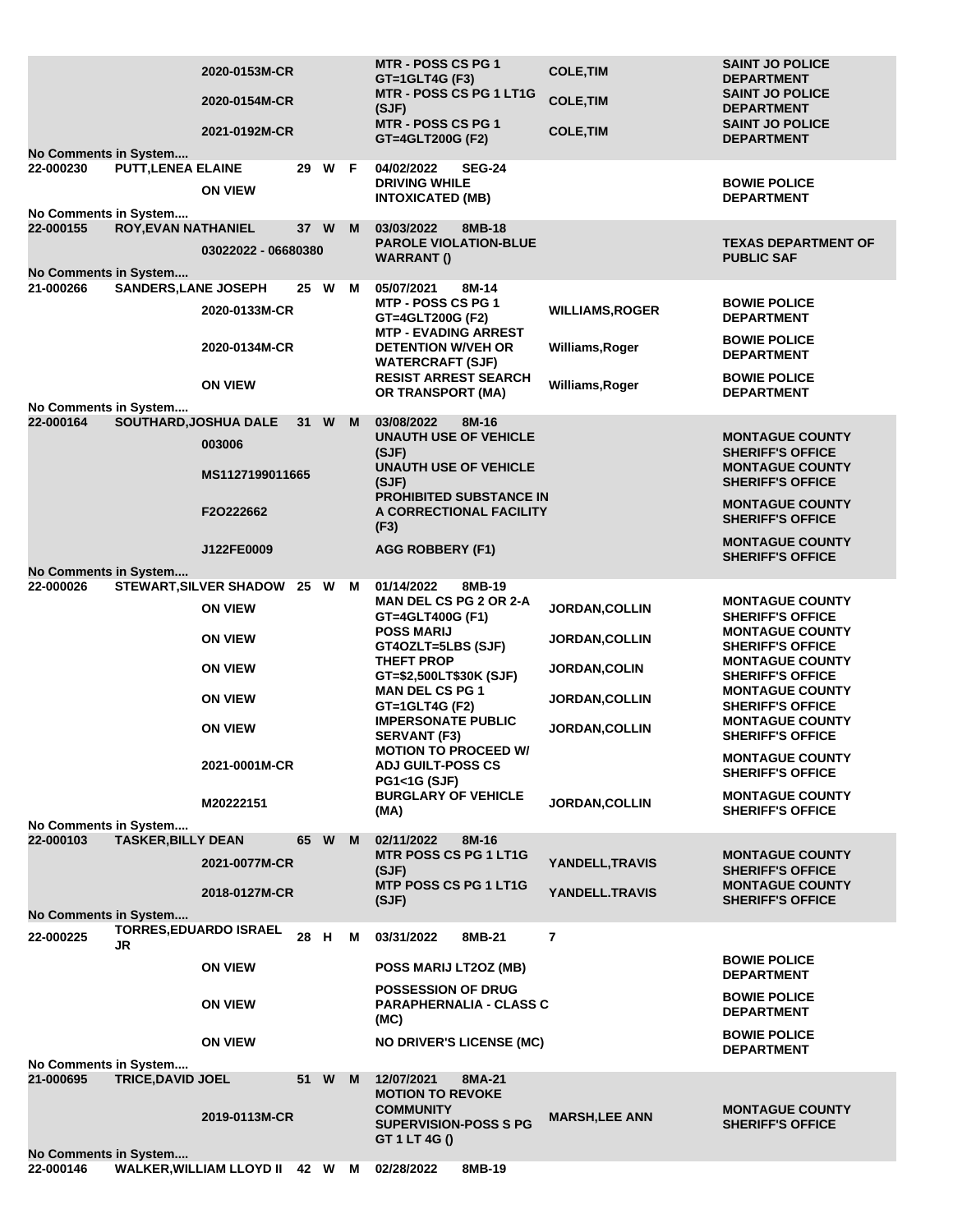| Booking No | Name | Age | Race | Sex | Date / Cell | Warrant/Case | Offense | Judge/Officer | Agency |
|---|---|---|---|---|---|---|---|---|---|
| | | | | | | 2020-0153M-CR | MTR - POSS CS PG 1 GT=1GLT4G (F3) | COLE,TIM | SAINT JO POLICE DEPARTMENT |
| | | | | | | 2020-0154M-CR | MTR - POSS CS PG 1 LT1G (SJF) | COLE,TIM | SAINT JO POLICE DEPARTMENT |
| | | | | | | 2021-0192M-CR | MTR - POSS CS PG 1 GT=4GLT200G (F2) | COLE,TIM | SAINT JO POLICE DEPARTMENT |
| No Comments in System.... | | | | | | | | | |
| 22-000230 | PUTT,LENEA ELAINE | 29 | W | F | 04/02/2022 SEG-24 | | | | |
| | | | | | | ON VIEW | DRIVING WHILE INTOXICATED (MB) | | BOWIE POLICE DEPARTMENT |
| No Comments in System.... | | | | | | | | | |
| 22-000155 | ROY,EVAN NATHANIEL | 37 | W | M | 03/03/2022 8MB-18 | | | | |
| | | | | | | 03022022 - 06680380 | PAROLE VIOLATION-BLUE WARRANT () | | TEXAS DEPARTMENT OF PUBLIC SAF |
| No Comments in System.... | | | | | | | | | |
| 21-000266 | SANDERS,LANE JOSEPH | 25 | W | M | 05/07/2021 8M-14 | | | | |
| | | | | | | 2020-0133M-CR | MTP - POSS CS PG 1 GT=4GLT200G (F2) | WILLIAMS,ROGER | BOWIE POLICE DEPARTMENT |
| | | | | | | 2020-0134M-CR | MTP - EVADING ARREST DETENTION W/VEH OR WATERCRAFT (SJF) | Williams,Roger | BOWIE POLICE DEPARTMENT |
| | | | | | | ON VIEW | RESIST ARREST SEARCH OR TRANSPORT (MA) | Williams,Roger | BOWIE POLICE DEPARTMENT |
| No Comments in System.... | | | | | | | | | |
| 22-000164 | SOUTHARD,JOSHUA DALE | 31 | W | M | 03/08/2022 8M-16 | | | | |
| | | | | | | 003006 | UNAUTH USE OF VEHICLE (SJF) | | MONTAGUE COUNTY SHERIFF'S OFFICE |
| | | | | | | MS1127199011665 | UNAUTH USE OF VEHICLE (SJF) | | MONTAGUE COUNTY SHERIFF'S OFFICE |
| | | | | | | F2O222662 | PROHIBITED SUBSTANCE IN A CORRECTIONAL FACILITY (F3) | | MONTAGUE COUNTY SHERIFF'S OFFICE |
| | | | | | | J122FE0009 | AGG ROBBERY (F1) | | MONTAGUE COUNTY SHERIFF'S OFFICE |
| No Comments in System.... | | | | | | | | | |
| 22-000026 | STEWART,SILVER SHADOW | 25 | W | M | 01/14/2022 8MB-19 | | | | |
| | | | | | | ON VIEW | MAN DEL CS PG 2 OR 2-A GT=4GLT400G (F1) | JORDAN,COLLIN | MONTAGUE COUNTY SHERIFF'S OFFICE |
| | | | | | | ON VIEW | POSS MARIJ GT4OZLT=5LBS (SJF) | JORDAN,COLLIN | MONTAGUE COUNTY SHERIFF'S OFFICE |
| | | | | | | ON VIEW | THEFT PROP GT=$2,500LT$30K (SJF) | JORDAN,COLIN | MONTAGUE COUNTY SHERIFF'S OFFICE |
| | | | | | | ON VIEW | MAN DEL CS PG 1 GT=1GLT4G (F2) | JORDAN,COLLIN | MONTAGUE COUNTY SHERIFF'S OFFICE |
| | | | | | | ON VIEW | IMPERSONATE PUBLIC SERVANT (F3) | JORDAN,COLLIN | MONTAGUE COUNTY SHERIFF'S OFFICE |
| | | | | | | 2021-0001M-CR | MOTION TO PROCEED W/ ADJ GUILT-POSS CS PG1<1G (SJF) | | MONTAGUE COUNTY SHERIFF'S OFFICE |
| | | | | | | M20222151 | BURGLARY OF VEHICLE (MA) | JORDAN,COLLIN | MONTAGUE COUNTY SHERIFF'S OFFICE |
| No Comments in System.... | | | | | | | | | |
| 22-000103 | TASKER,BILLY DEAN | 65 | W | M | 02/11/2022 8M-16 | | | | |
| | | | | | | 2021-0077M-CR | MTR POSS CS PG 1 LT1G (SJF) | YANDELL,TRAVIS | MONTAGUE COUNTY SHERIFF'S OFFICE |
| | | | | | | 2018-0127M-CR | MTP POSS CS PG 1 LT1G (SJF) | YANDELL.TRAVIS | MONTAGUE COUNTY SHERIFF'S OFFICE |
| No Comments in System.... | | | | | | | | | |
| 22-000225 | TORRES,EDUARDO ISRAEL JR | 28 | H | M | 03/31/2022 8MB-21 | | | 7 | |
| | | | | | | ON VIEW | POSS MARIJ LT2OZ (MB) | | BOWIE POLICE DEPARTMENT |
| | | | | | | ON VIEW | POSSESSION OF DRUG PARAPHERNALIA - CLASS C (MC) | | BOWIE POLICE DEPARTMENT |
| | | | | | | ON VIEW | NO DRIVER'S LICENSE (MC) | | BOWIE POLICE DEPARTMENT |
| No Comments in System.... | | | | | | | | | |
| 21-000695 | TRICE,DAVID JOEL | 51 | W | M | 12/07/2021 8MA-21 | | | | |
| | | | | | | 2019-0113M-CR | MOTION TO REVOKE COMMUNITY SUPERVISION-POSS S PG GT 1 LT 4G () | MARSH,LEE ANN | MONTAGUE COUNTY SHERIFF'S OFFICE |
| No Comments in System.... | | | | | | | | | |
| 22-000146 | WALKER,WILLIAM LLOYD II | 42 | W | M | 02/28/2022 8MB-19 | | | | |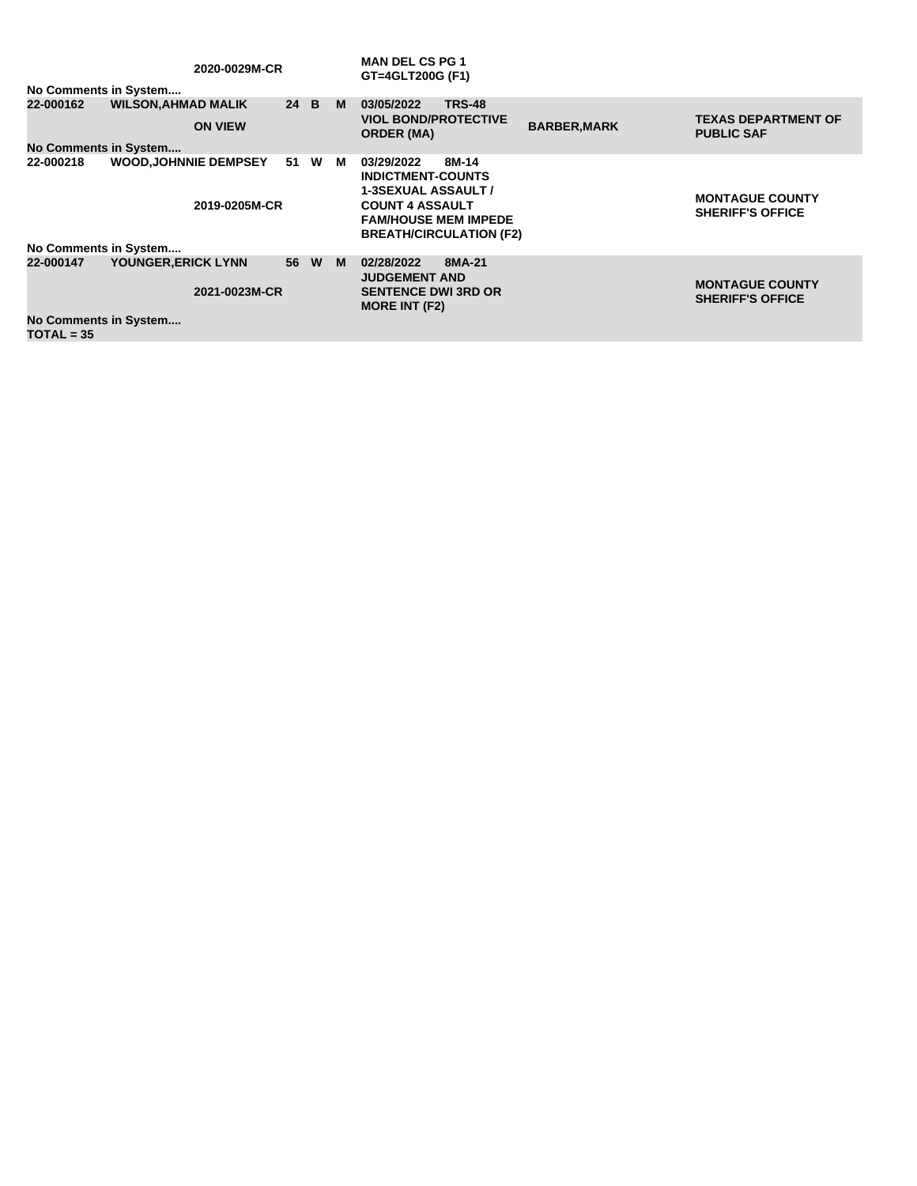| | | | | | | | | |
|---|---|---|---|---|---|---|---|---|
| | 2020-0029M-CR | | | | MAN DEL CS PG 1 GT=4GLT200G (F1) | | | |
| No Comments in System.... | | | | | | | | |
| 22-000162 | WILSON,AHMAD MALIK | 24 | B | M | 03/05/2022 | TRS-48 | | |
| | ON VIEW | | | | VIOL BOND/PROTECTIVE ORDER (MA) | | BARBER,MARK | TEXAS DEPARTMENT OF PUBLIC SAF |
| No Comments in System.... | | | | | | | | |
| 22-000218 | WOOD,JOHNNIE DEMPSEY | 51 | W | M | 03/29/2022 | 8M-14 | | |
| | 2019-0205M-CR | | | | INDICTMENT-COUNTS 1-3SEXUAL ASSAULT / COUNT 4 ASSAULT FAM/HOUSE MEM IMPEDE BREATH/CIRCULATION (F2) | | | MONTAGUE COUNTY SHERIFF'S OFFICE |
| No Comments in System.... | | | | | | | | |
| 22-000147 | YOUNGER,ERICK LYNN | 56 | W | M | 02/28/2022 | 8MA-21 | | |
| | 2021-0023M-CR | | | | JUDGEMENT AND SENTENCE DWI 3RD OR MORE INT (F2) | | | MONTAGUE COUNTY SHERIFF'S OFFICE |
| No Comments in System.... | | | | | | | | |
| TOTAL = 35 | | | | | | | | |